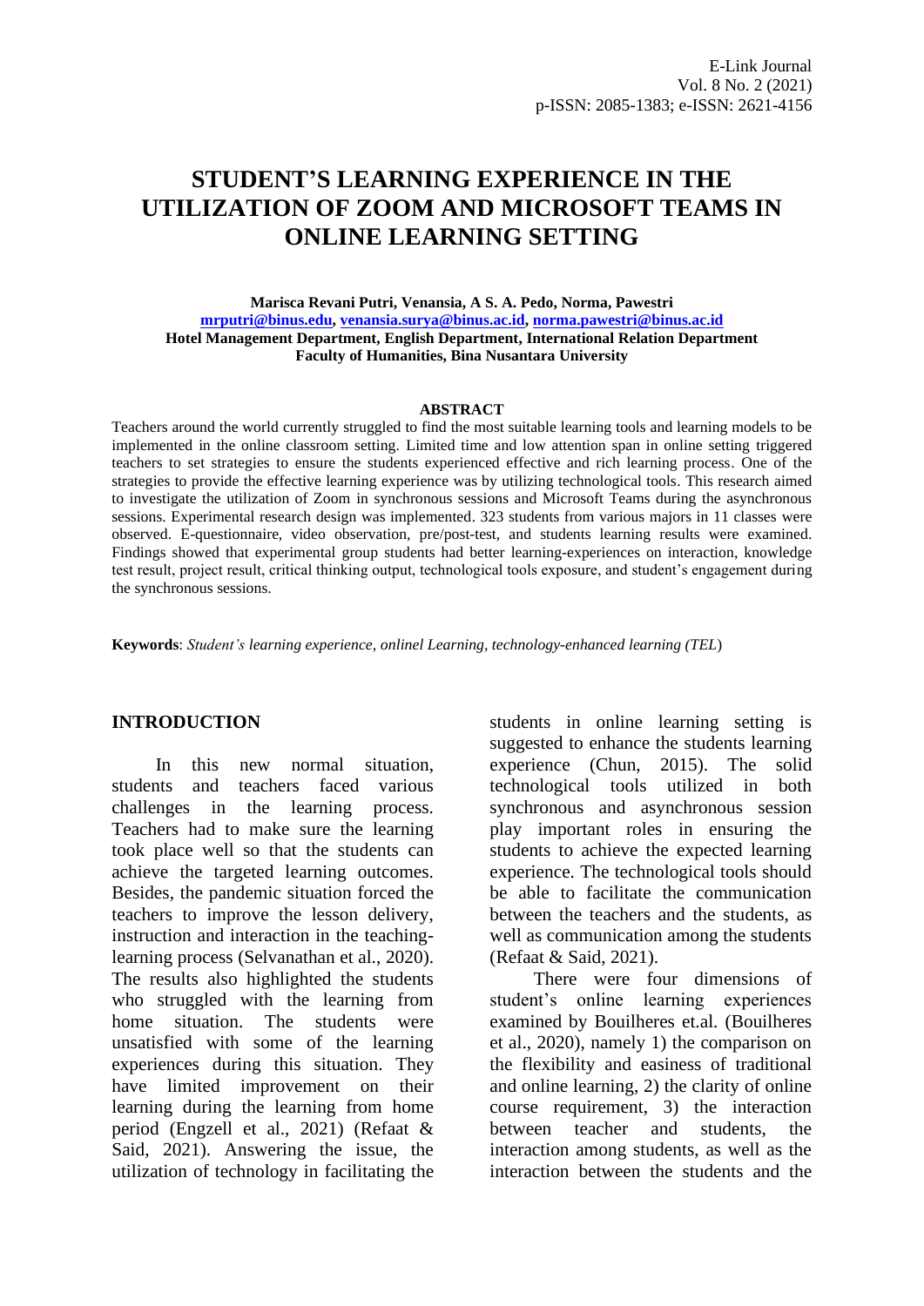# STUDENT'S LEARNING EXPERIENCE IN THE UTILIZATION OF ZOOM AND MICROSOFT TEAMS IN ONLINE LEARNING SETTING

**Marisca Revani Putri, Venansia, A S. A. Pedo, Norma, Pawestri**
mrputri@binus.edu, venansia.surya@binus.ac.id, norma.pawestri@binus.ac.id
**Hotel Management Department, English Department, International Relation Department**
**Faculty of Humanities, Bina Nusantara University**

## ABSTRACT

Teachers around the world currently struggled to find the most suitable learning tools and learning models to be implemented in the online classroom setting. Limited time and low attention span in online setting triggered teachers to set strategies to ensure the students experienced effective and rich learning process. One of the strategies to provide the effective learning experience was by utilizing technological tools. This research aimed to investigate the utilization of Zoom in synchronous sessions and Microsoft Teams during the asynchronous sessions. Experimental research design was implemented. 323 students from various majors in 11 classes were observed. E-questionnaire, video observation, pre/post-test, and students learning results were examined. Findings showed that experimental group students had better learning-experiences on interaction, knowledge test result, project result, critical thinking output, technological tools exposure, and student's engagement during the synchronous sessions.

**Keywords**: *Student's learning experience, onlinel Learning, technology-enhanced learning (TEL*)

## INTRODUCTION

In this new normal situation, students and teachers faced various challenges in the learning process. Teachers had to make sure the learning took place well so that the students can achieve the targeted learning outcomes. Besides, the pandemic situation forced the teachers to improve the lesson delivery, instruction and interaction in the teaching-learning process (Selvanathan et al., 2020). The results also highlighted the students who struggled with the learning from home situation. The students were unsatisfied with some of the learning experiences during this situation. They have limited improvement on their learning during the learning from home period (Engzell et al., 2021) (Refaat & Said, 2021). Answering the issue, the utilization of technology in facilitating the students in online learning setting is suggested to enhance the students learning experience (Chun, 2015). The solid technological tools utilized in both synchronous and asynchronous session play important roles in ensuring the students to achieve the expected learning experience. The technological tools should be able to facilitate the communication between the teachers and the students, as well as communication among the students (Refaat & Said, 2021).

There were four dimensions of student's online learning experiences examined by Bouilheres et.al. (Bouilheres et al., 2020), namely 1) the comparison on the flexibility and easiness of traditional and online learning, 2) the clarity of online course requirement, 3) the interaction between teacher and students, the interaction among students, as well as the interaction between the students and the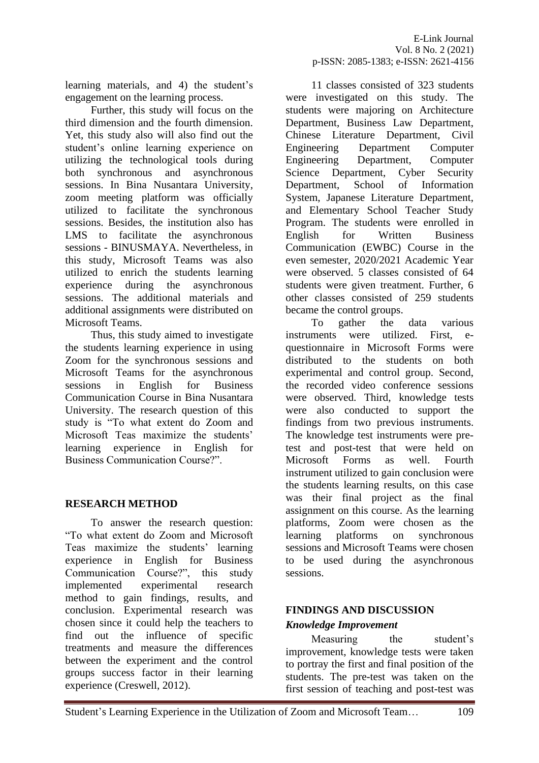learning materials, and 4) the student's engagement on the learning process.

Further, this study will focus on the third dimension and the fourth dimension. Yet, this study also will also find out the student's online learning experience on utilizing the technological tools during both synchronous and asynchronous sessions. In Bina Nusantara University, zoom meeting platform was officially utilized to facilitate the synchronous sessions. Besides, the institution also has LMS to facilitate the asynchronous sessions - BINUSMAYA. Nevertheless, in this study, Microsoft Teams was also utilized to enrich the students learning experience during the asynchronous sessions. The additional materials and additional assignments were distributed on Microsoft Teams.

Thus, this study aimed to investigate the students learning experience in using Zoom for the synchronous sessions and Microsoft Teams for the asynchronous sessions in English for Business Communication Course in Bina Nusantara University. The research question of this study is "To what extent do Zoom and Microsoft Teas maximize the students' learning experience in English for Business Communication Course?".

## RESEARCH METHOD

To answer the research question: "To what extent do Zoom and Microsoft Teas maximize the students' learning experience in English for Business Communication Course?", this study implemented experimental research method to gain findings, results, and conclusion. Experimental research was chosen since it could help the teachers to find out the influence of specific treatments and measure the differences between the experiment and the control groups success factor in their learning experience (Creswell, 2012).

11 classes consisted of 323 students were investigated on this study. The students were majoring on Architecture Department, Business Law Department, Chinese Literature Department, Civil Engineering Department Computer Engineering Department, Computer Science Department, Cyber Security Department, School of Information System, Japanese Literature Department, and Elementary School Teacher Study Program. The students were enrolled in English for Written Business Communication (EWBC) Course in the even semester, 2020/2021 Academic Year were observed. 5 classes consisted of 64 students were given treatment. Further, 6 other classes consisted of 259 students became the control groups.

To gather the data various instruments were utilized. First, e-questionnaire in Microsoft Forms were distributed to the students on both experimental and control group. Second, the recorded video conference sessions were observed. Third, knowledge tests were also conducted to support the findings from two previous instruments. The knowledge test instruments were pre-test and post-test that were held on Microsoft Forms as well. Fourth instrument utilized to gain conclusion were the students learning results, on this case was their final project as the final assignment on this course. As the learning platforms, Zoom were chosen as the learning platforms on synchronous sessions and Microsoft Teams were chosen to be used during the asynchronous sessions.

## FINDINGS AND DISCUSSION

### *Knowledge Improvement*

Measuring the student's improvement, knowledge tests were taken to portray the first and final position of the students. The pre-test was taken on the first session of teaching and post-test was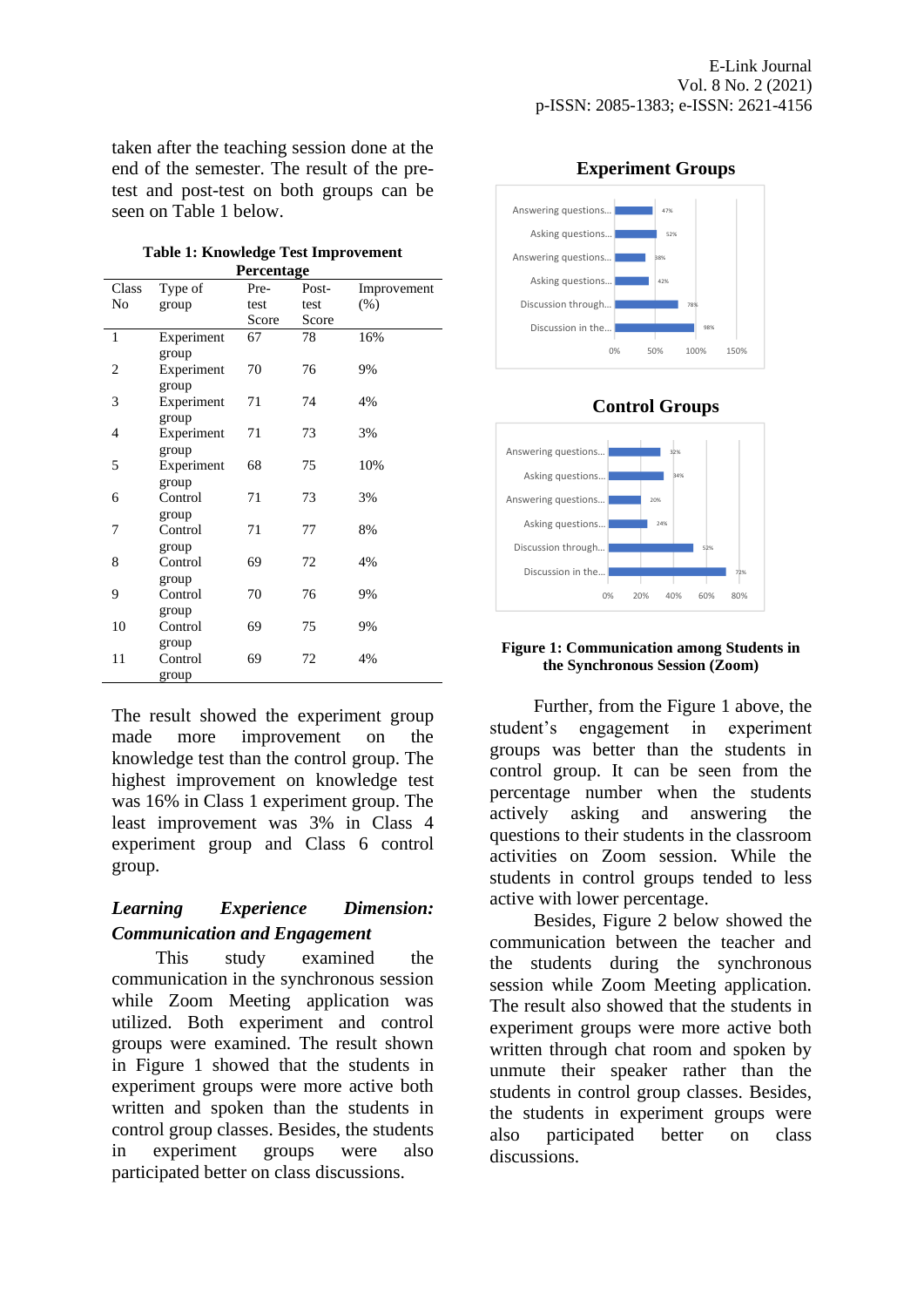taken after the teaching session done at the end of the semester. The result of the pre-test and post-test on both groups can be seen on Table 1 below.

**Table 1: Knowledge Test Improvement Percentage**

| Class No | Type of group | Pre-test Score | Post-test Score | Improvement (%) |
|---|---|---|---|---|
| 1 | Experiment group | 67 | 78 | 16% |
| 2 | Experiment group | 70 | 76 | 9% |
| 3 | Experiment group | 71 | 74 | 4% |
| 4 | Experiment group | 71 | 73 | 3% |
| 5 | Experiment group | 68 | 75 | 10% |
| 6 | Control group | 71 | 73 | 3% |
| 7 | Control group | 71 | 77 | 8% |
| 8 | Control group | 69 | 72 | 4% |
| 9 | Control group | 70 | 76 | 9% |
| 10 | Control group | 69 | 75 | 9% |
| 11 | Control group | 69 | 72 | 4% |

The result showed the experiment group made more improvement on the knowledge test than the control group. The highest improvement on knowledge test was 16% in Class 1 experiment group. The least improvement was 3% in Class 4 experiment group and Class 6 control group.

***Learning Experience Dimension: Communication and Engagement***

This study examined the communication in the synchronous session while Zoom Meeting application was utilized. Both experiment and control groups were examined. The result shown in Figure 1 showed that the students in experiment groups were more active both written and spoken than the students in control group classes. Besides, the students in experiment groups were also participated better on class discussions.

**Experiment Groups**

| | |
|---|---|
| Answering questions... | 47% |
| Asking questions... | 52% |
| Answering questions... | 38% |
| Asking questions... | 42% |
| Discussion through... | 78% |
| Discussion in the... | 98% |

**Control Groups**

| | |
|---|---|
| Answering questions... | 32% |
| Asking questions... | 34% |
| Answering questions... | 20% |
| Asking questions... | 24% |
| Discussion through... | 52% |
| Discussion in the... | 72% |

**Figure 1: Communication among Students in the Synchronous Session (Zoom)**

Further, from the Figure 1 above, the student's engagement in experiment groups was better than the students in control group. It can be seen from the percentage number when the students actively asking and answering the questions to their students in the classroom activities on Zoom session. While the students in control groups tended to less active with lower percentage.

Besides, Figure 2 below showed the communication between the teacher and the students during the synchronous session while Zoom Meeting application. The result also showed that the students in experiment groups were more active both written through chat room and spoken by unmute their speaker rather than the students in control group classes. Besides, the students in experiment groups were also participated better on class discussions.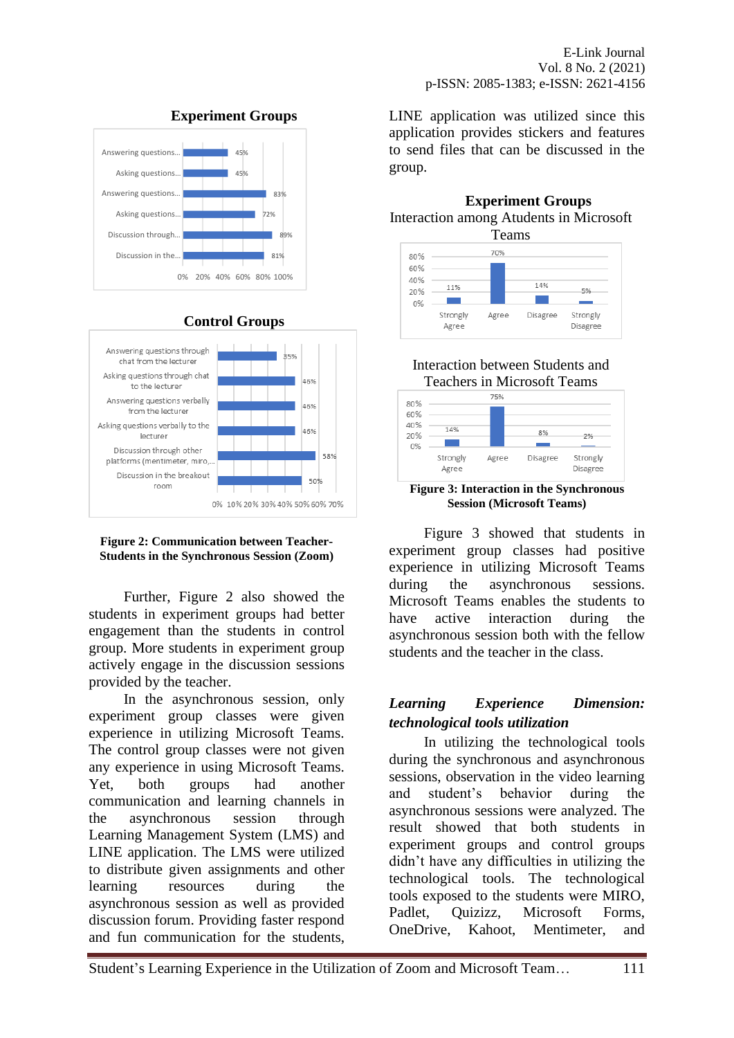**Experiment Groups**

| Item | Percentage |
|---|---|
| Answering questions... | 45% |
| Asking questions... | 45% |
| Answering questions... | 83% |
| Asking questions... | 72% |
| Discussion through... | 89% |
| Discussion in the... | 81% |

**Control Groups**

| Item | Percentage |
|---|---|
| Answering questions through chat from the lecturer | 35% |
| Asking questions through chat to the lecturer | 46% |
| Answering questions verbally from the lecturer | 46% |
| Asking questions verbally to the lecturer | 46% |
| Discussion through other platforms (mentimeter, miro,... | 58% |
| Discussion in the breakout room | 50% |

**Figure 2: Communication between Teacher-Students in the Synchronous Session (Zoom)**

Further, Figure 2 also showed the students in experiment groups had better engagement than the students in control group. More students in experiment group actively engage in the discussion sessions provided by the teacher.

In the asynchronous session, only experiment group classes were given experience in utilizing Microsoft Teams. The control group classes were not given any experience in using Microsoft Teams. Yet, both groups had another communication and learning channels in the asynchronous session through Learning Management System (LMS) and LINE application. The LMS were utilized to distribute given assignments and other learning resources during the asynchronous session as well as provided discussion forum. Providing faster respond and fun communication for the students, LINE application was utilized since this application provides stickers and features to send files that can be discussed in the group.

**Experiment Groups**

Interaction among Atudents in Microsoft Teams

| Strongly Agree | Agree | Disagree | Strongly Disagree |
|---|---|---|---|
| 11% | 70% | 14% | 5% |

Interaction between Students and Teachers in Microsoft Teams

| Strongly Agree | Agree | Disagree | Strongly Disagree |
|---|---|---|---|
| 14% | 75% | 8% | 2% |

**Figure 3: Interaction in the Synchronous Session (Microsoft Teams)**

Figure 3 showed that students in experiment group classes had positive experience in utilizing Microsoft Teams during the asynchronous sessions. Microsoft Teams enables the students to have active interaction during the asynchronous session both with the fellow students and the teacher in the class.

***Learning Experience Dimension: technological tools utilization***

In utilizing the technological tools during the synchronous and asynchronous sessions, observation in the video learning and student's behavior during the asynchronous sessions were analyzed. The result showed that both students in experiment groups and control groups didn't have any difficulties in utilizing the technological tools. The technological tools exposed to the students were MIRO, Padlet, Quizizz, Microsoft Forms, OneDrive, Kahoot, Mentimeter, and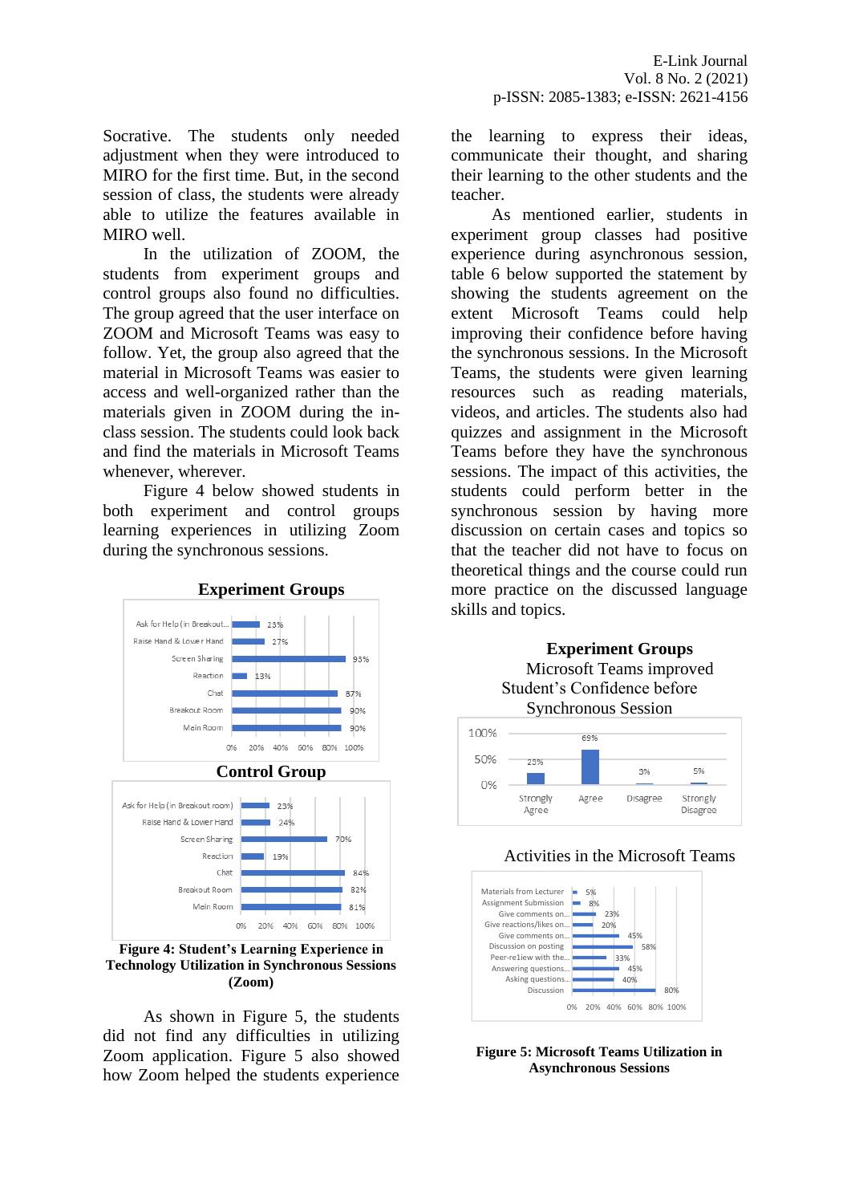Socrative. The students only needed adjustment when they were introduced to MIRO for the first time. But, in the second session of class, the students were already able to utilize the features available in MIRO well.

In the utilization of ZOOM, the students from experiment groups and control groups also found no difficulties. The group agreed that the user interface on ZOOM and Microsoft Teams was easy to follow. Yet, the group also agreed that the material in Microsoft Teams was easier to access and well-organized rather than the materials given in ZOOM during the in-class session. The students could look back and find the materials in Microsoft Teams whenever, wherever.

Figure 4 below showed students in both experiment and control groups learning experiences in utilizing Zoom during the synchronous sessions.

**Experiment Groups**

| Item | Percentage |
|---|---|
| Ask for Help (in Breakout... | 23% |
| Raise Hand & Lower Hand | 27% |
| Screen Sharing | 93% |
| Reaction | 13% |
| Chat | 87% |
| Breakout Room | 90% |
| Main Room | 90% |

**Control Group**

| Item | Percentage |
|---|---|
| Ask for Help (in Breakout room) | 23% |
| Raise Hand & Lower Hand | 24% |
| Screen Sharing | 70% |
| Reaction | 19% |
| Chat | 84% |
| Breakout Room | 82% |
| Main Room | 81% |

**Figure 4: Student's Learning Experience in Technology Utilization in Synchronous Sessions (Zoom)**

As shown in Figure 5, the students did not find any difficulties in utilizing Zoom application. Figure 5 also showed how Zoom helped the students experience the learning to express their ideas, communicate their thought, and sharing their learning to the other students and the teacher.

As mentioned earlier, students in experiment group classes had positive experience during asynchronous session, table 6 below supported the statement by showing the students agreement on the extent Microsoft Teams could help improving their confidence before having the synchronous sessions. In the Microsoft Teams, the students were given learning resources such as reading materials, videos, and articles. The students also had quizzes and assignment in the Microsoft Teams before they have the synchronous sessions. The impact of this activities, the students could perform better in the synchronous session by having more discussion on certain cases and topics so that the teacher did not have to focus on theoretical things and the course could run more practice on the discussed language skills and topics.

**Experiment Groups**

Microsoft Teams improved Student's Confidence before Synchronous Session

| Strongly Agree | Agree | Disagree | Strongly Disagree |
|---|---|---|---|
| 23% | 69% | 3% | 5% |

Activities in the Microsoft Teams

| Activity | Percentage |
|---|---|
| Materials from Lecturer | 5% |
| Assignment Submission | 8% |
| Give comments on... | 23% |
| Give reactions/likes on... | 20% |
| Give comments on... | 45% |
| Discussion on posting | 58% |
| Peer-re1iew with the... | 33% |
| Answering questions... | 45% |
| Asking questions... | 40% |
| Discussion | 80% |

**Figure 5: Microsoft Teams Utilization in Asynchronous Sessions**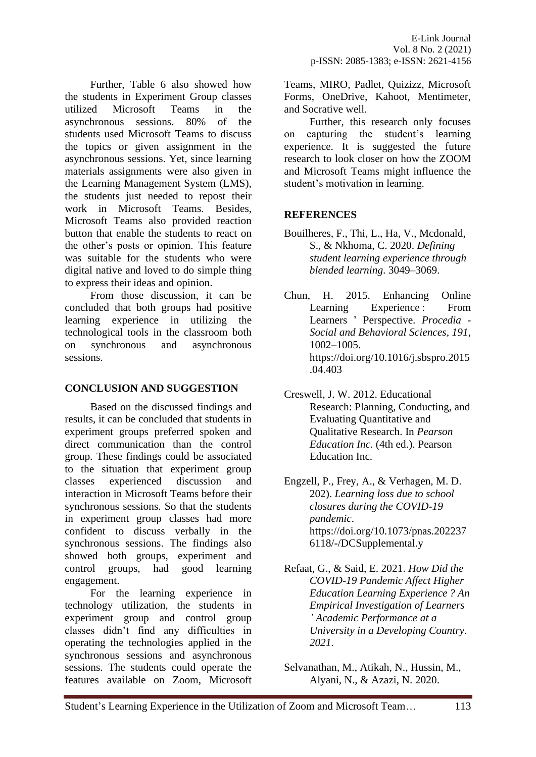Further, Table 6 also showed how the students in Experiment Group classes utilized Microsoft Teams in the asynchronous sessions. 80% of the students used Microsoft Teams to discuss the topics or given assignment in the asynchronous sessions. Yet, since learning materials assignments were also given in the Learning Management System (LMS), the students just needed to repost their work in Microsoft Teams. Besides, Microsoft Teams also provided reaction button that enable the students to react on the other's posts or opinion. This feature was suitable for the students who were digital native and loved to do simple thing to express their ideas and opinion.

From those discussion, it can be concluded that both groups had positive learning experience in utilizing the technological tools in the classroom both on synchronous and asynchronous sessions.

## CONCLUSION AND SUGGESTION

Based on the discussed findings and results, it can be concluded that students in experiment groups preferred spoken and direct communication than the control group. These findings could be associated to the situation that experiment group classes experienced discussion and interaction in Microsoft Teams before their synchronous sessions. So that the students in experiment group classes had more confident to discuss verbally in the synchronous sessions. The findings also showed both groups, experiment and control groups, had good learning engagement.

For the learning experience in technology utilization, the students in experiment group and control group classes didn't find any difficulties in operating the technologies applied in the synchronous sessions and asynchronous sessions. The students could operate the features available on Zoom, Microsoft Teams, MIRO, Padlet, Quizizz, Microsoft Forms, OneDrive, Kahoot, Mentimeter, and Socrative well.

Further, this research only focuses on capturing the student's learning experience. It is suggested the future research to look closer on how the ZOOM and Microsoft Teams might influence the student's motivation in learning.

## REFERENCES

Bouilheres, F., Thi, L., Ha, V., Mcdonald, S., & Nkhoma, C. 2020. *Defining student learning experience through blended learning*. 3049–3069.

Chun, H. 2015. Enhancing Online Learning Experience : From Learners ' Perspective. *Procedia - Social and Behavioral Sciences*, *191*, 1002–1005. https://doi.org/10.1016/j.sbspro.2015.04.403

Creswell, J. W. 2012. Educational Research: Planning, Conducting, and Evaluating Quantitative and Qualitative Research. In *Pearson Education Inc.* (4th ed.). Pearson Education Inc.

Engzell, P., Frey, A., & Verhagen, M. D. 202). *Learning loss due to school closures during the COVID-19 pandemic*. https://doi.org/10.1073/pnas.2022376118/-/DCSupplemental.y

Refaat, G., & Said, E. 2021. *How Did the COVID-19 Pandemic Affect Higher Education Learning Experience ? An Empirical Investigation of Learners ' Academic Performance at a University in a Developing Country*. *2021*.

Selvanathan, M., Atikah, N., Hussin, M., Alyani, N., & Azazi, N. 2020.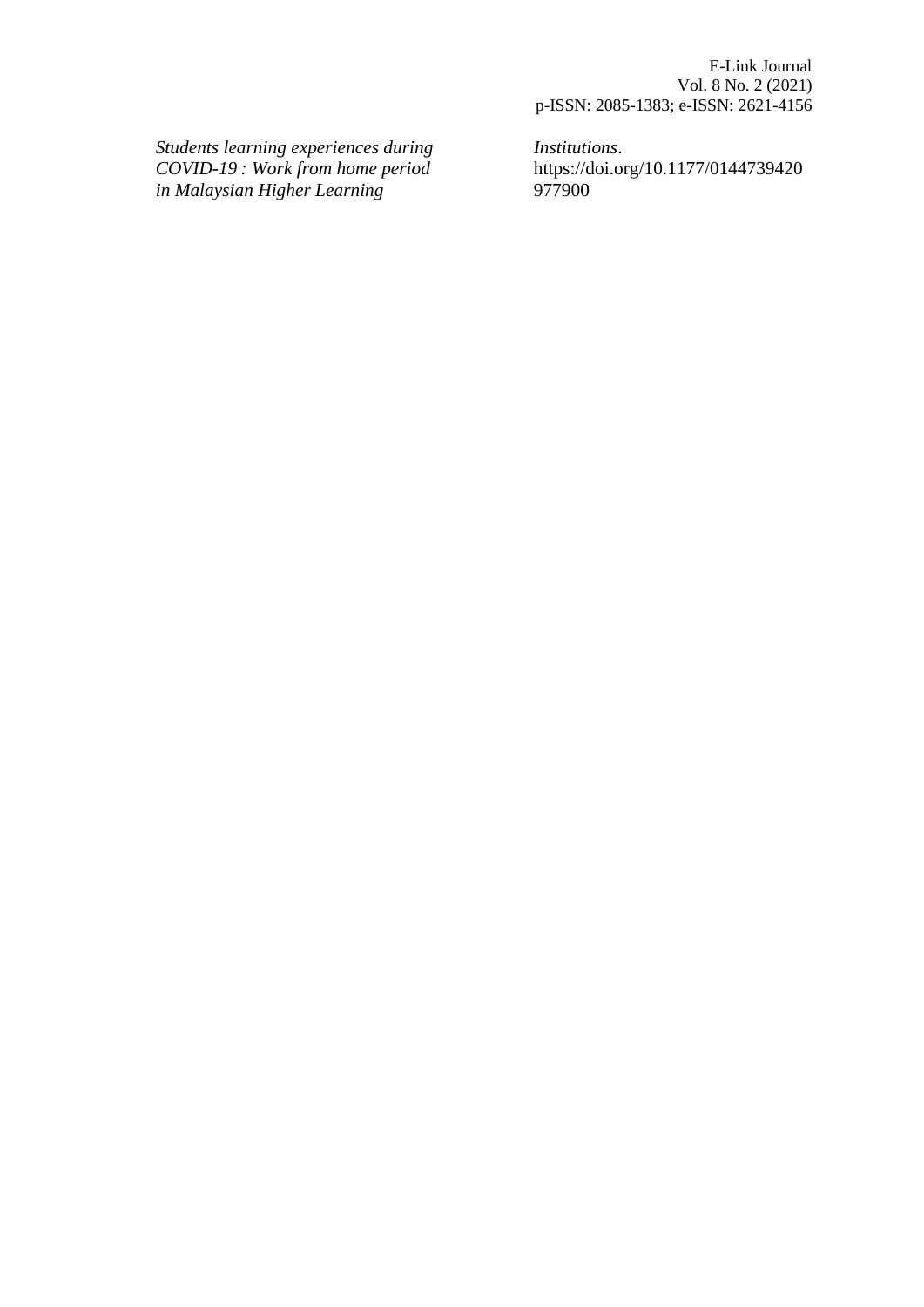*Students learning experiences during COVID-19 : Work from home period in Malaysian Higher Learning Institutions*. https://doi.org/10.1177/0144739420977900